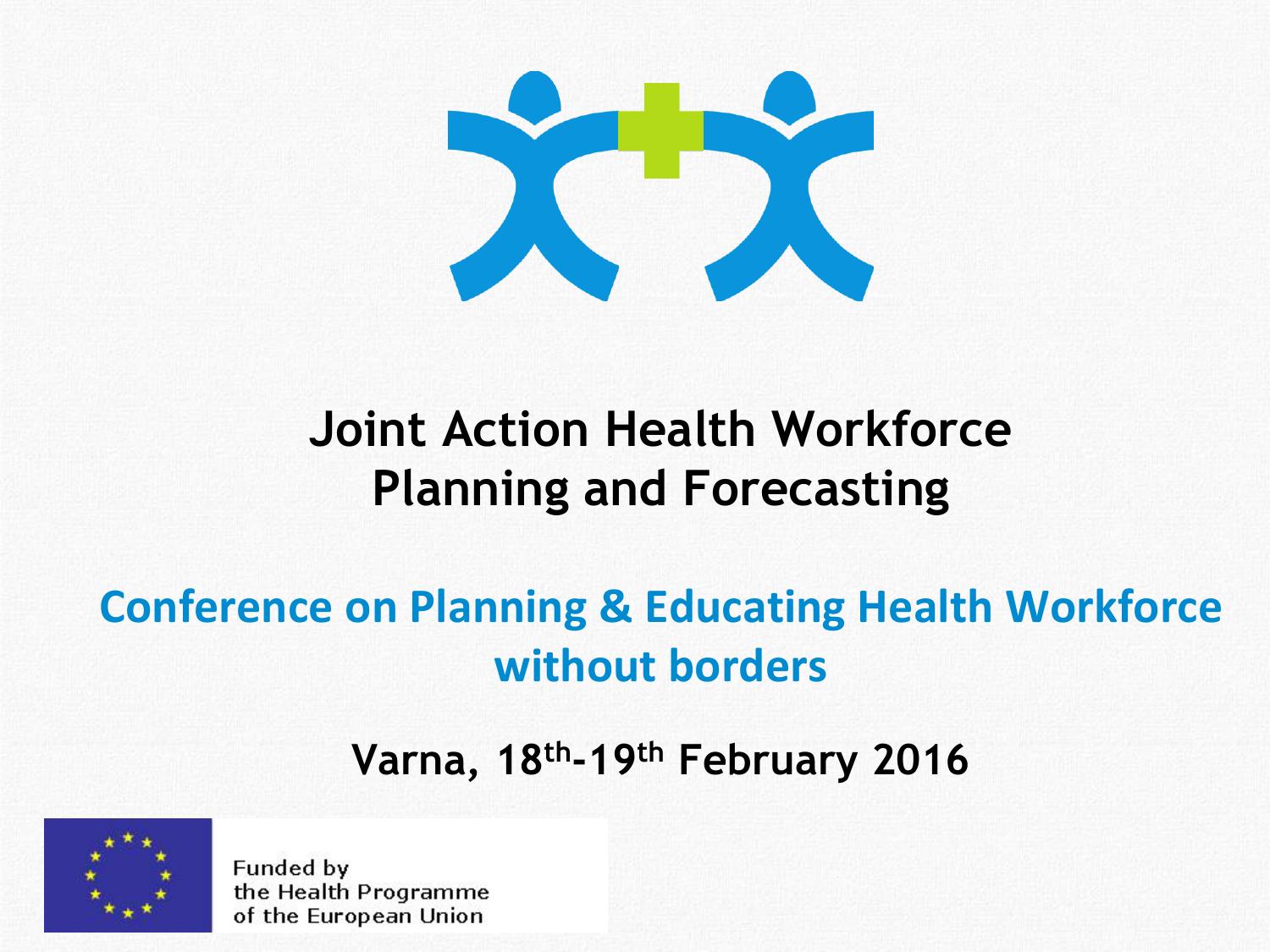# Joint Action Health Workforce Planning and Forecasting

## Conference on Planning & Educating Health Workforce without borders

**Varna, 18th-19th February 2016**

Funded by the Health Programme of the European Union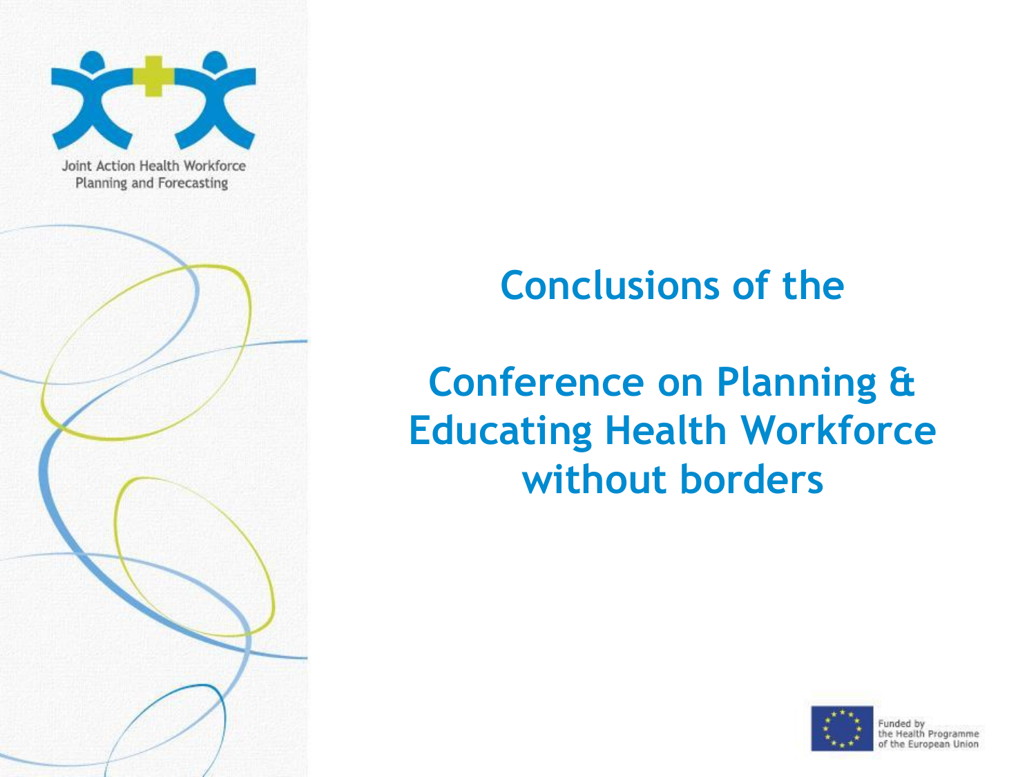Joint Action Health Workforce Planning and Forecasting

# Conclusions of the

# Conference on Planning & Educating Health Workforce without borders

Funded by the Health Programme of the European Union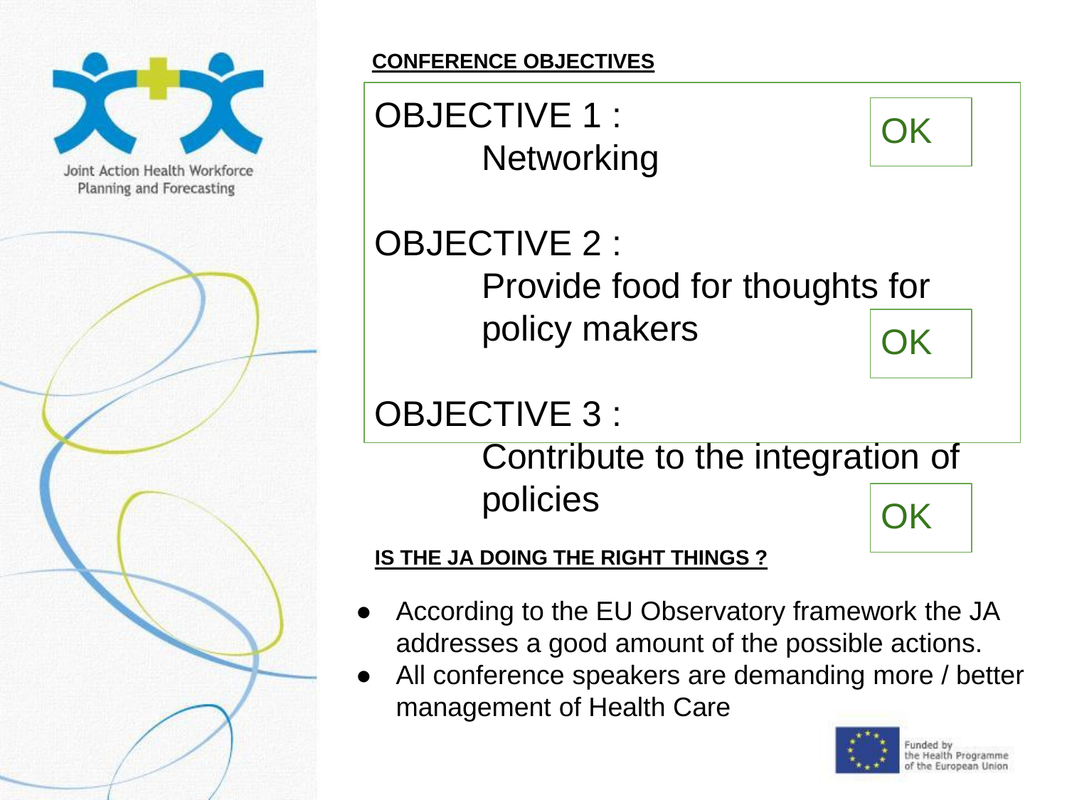Joint Action Health Workforce Planning and Forecasting

## CONFERENCE OBJECTIVES

OBJECTIVE 1 :
Networking
OK

OBJECTIVE 2 :
Provide food for thoughts for policy makers
OK

OBJECTIVE 3 :
Contribute to the integration of policies
OK

## IS THE JA DOING THE RIGHT THINGS ?

- According to the EU Observatory framework the JA addresses a good amount of the possible actions.
- All conference speakers are demanding more / better management of Health Care

Funded by the Health Programme of the European Union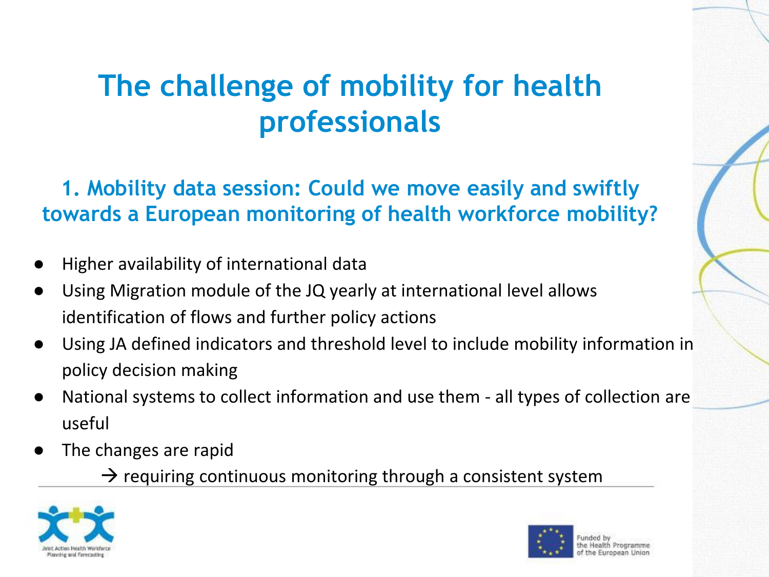# The challenge of mobility for health professionals

## 1. Mobility data session: Could we move easily and swiftly towards a European monitoring of health workforce mobility?

- Higher availability of international data
- Using Migration module of the JQ yearly at international level allows identification of flows and further policy actions
- Using JA defined indicators and threshold level to include mobility information in policy decision making
- National systems to collect information and use them - all types of collection are useful
- The changes are rapid
  → requiring continuous monitoring through a consistent system

Joint Action Health Workforce Planning and Forecasting

Funded by the Health Programme of the European Union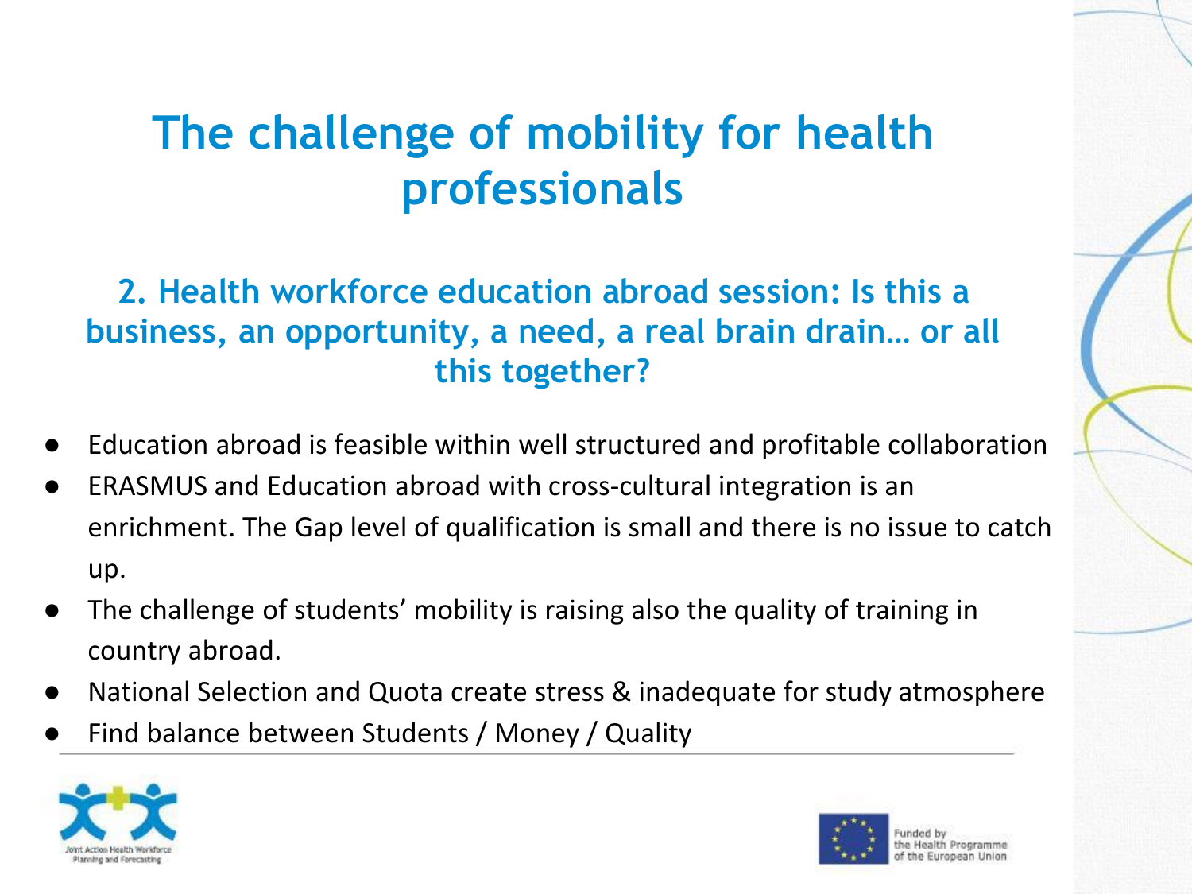# The challenge of mobility for health professionals

## 2. Health workforce education abroad session: Is this a business, an opportunity, a need, a real brain drain… or all this together?

- Education abroad is feasible within well structured and profitable collaboration
- ERASMUS and Education abroad with cross-cultural integration is an enrichment. The Gap level of qualification is small and there is no issue to catch up.
- The challenge of students' mobility is raising also the quality of training in country abroad.
- National Selection and Quota create stress & inadequate for study atmosphere
- Find balance between Students / Money / Quality

Joint Action Health Workforce Planning and Forecasting

Funded by the Health Programme of the European Union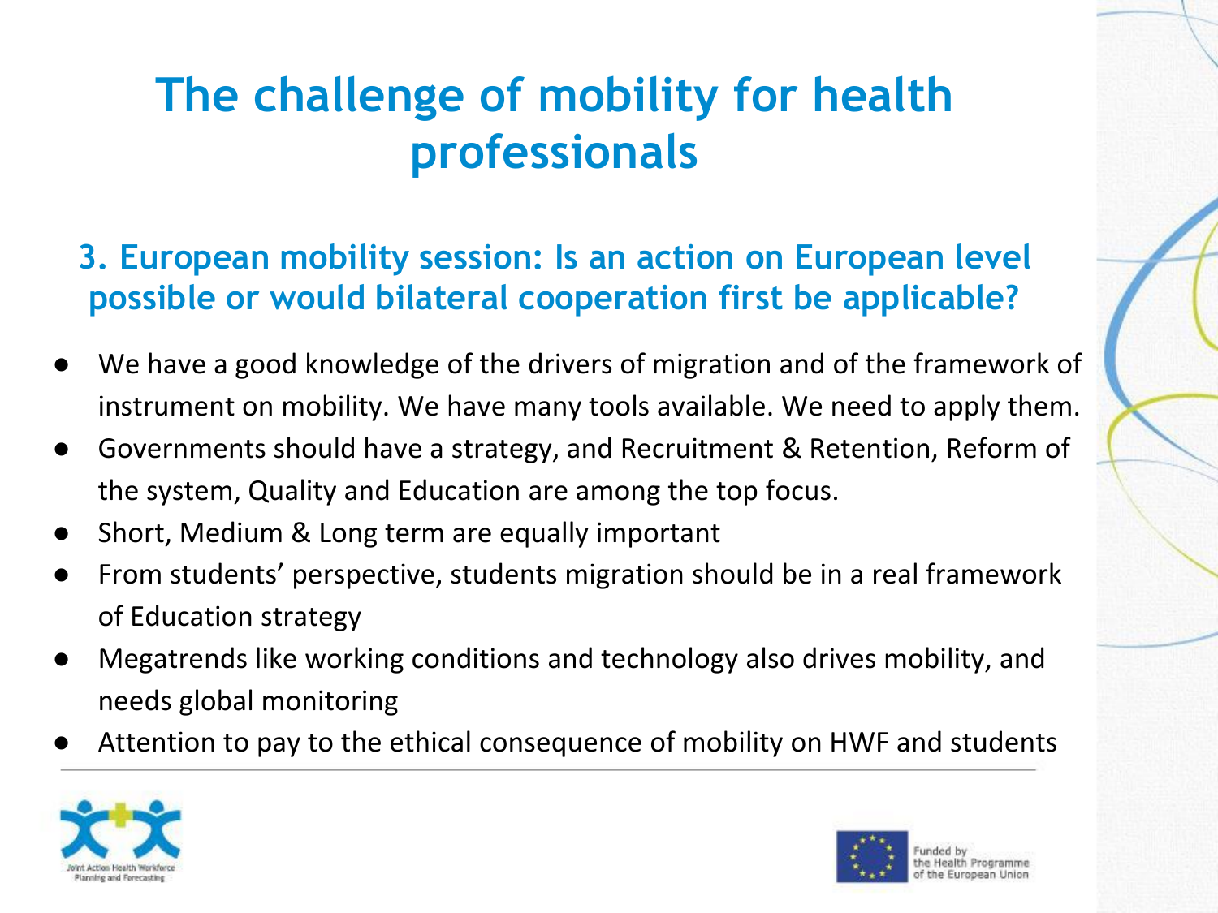# The challenge of mobility for health professionals

## 3. European mobility session: Is an action on European level possible or would bilateral cooperation first be applicable?

- We have a good knowledge of the drivers of migration and of the framework of instrument on mobility. We have many tools available. We need to apply them.
- Governments should have a strategy, and Recruitment & Retention, Reform of the system, Quality and Education are among the top focus.
- Short, Medium & Long term are equally important
- From students' perspective, students migration should be in a real framework of Education strategy
- Megatrends like working conditions and technology also drives mobility, and needs global monitoring
- Attention to pay to the ethical consequence of mobility on HWF and students

Joint Action Health Workforce Planning and Forecasting

Funded by the Health Programme of the European Union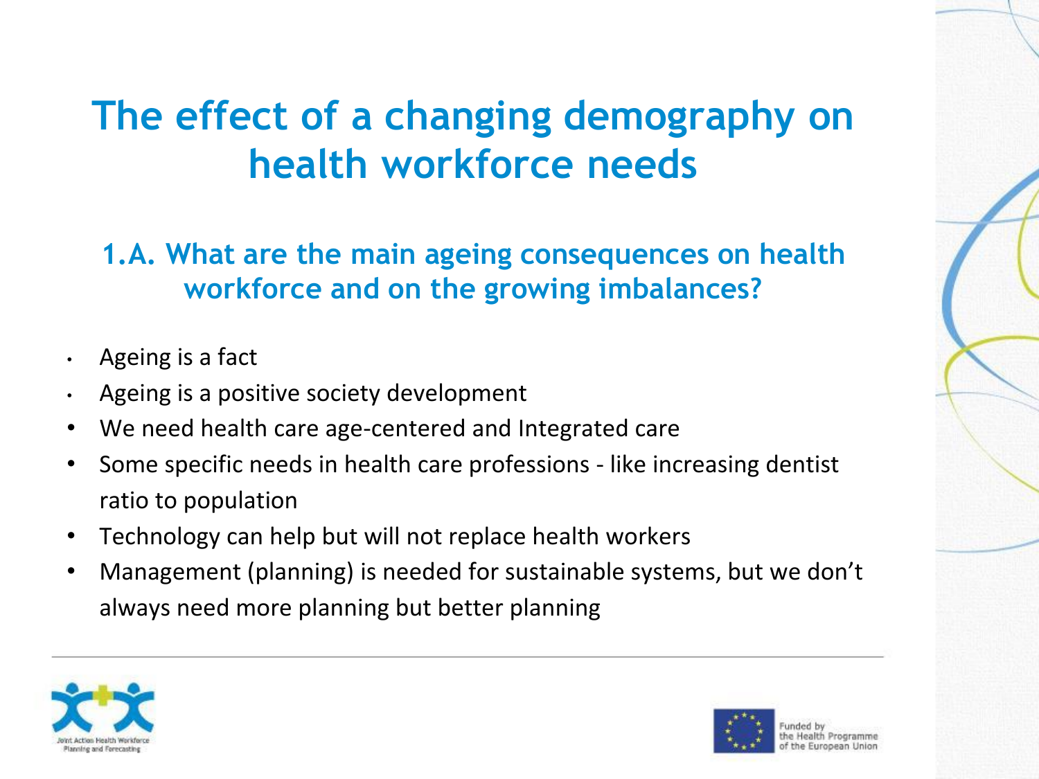# The effect of a changing demography on health workforce needs

## 1.A. What are the main ageing consequences on health workforce and on the growing imbalances?

- Ageing is a fact
- Ageing is a positive society development
- We need health care age-centered and Integrated care
- Some specific needs in health care professions - like increasing dentist ratio to population
- Technology can help but will not replace health workers
- Management (planning) is needed for sustainable systems, but we don't always need more planning but better planning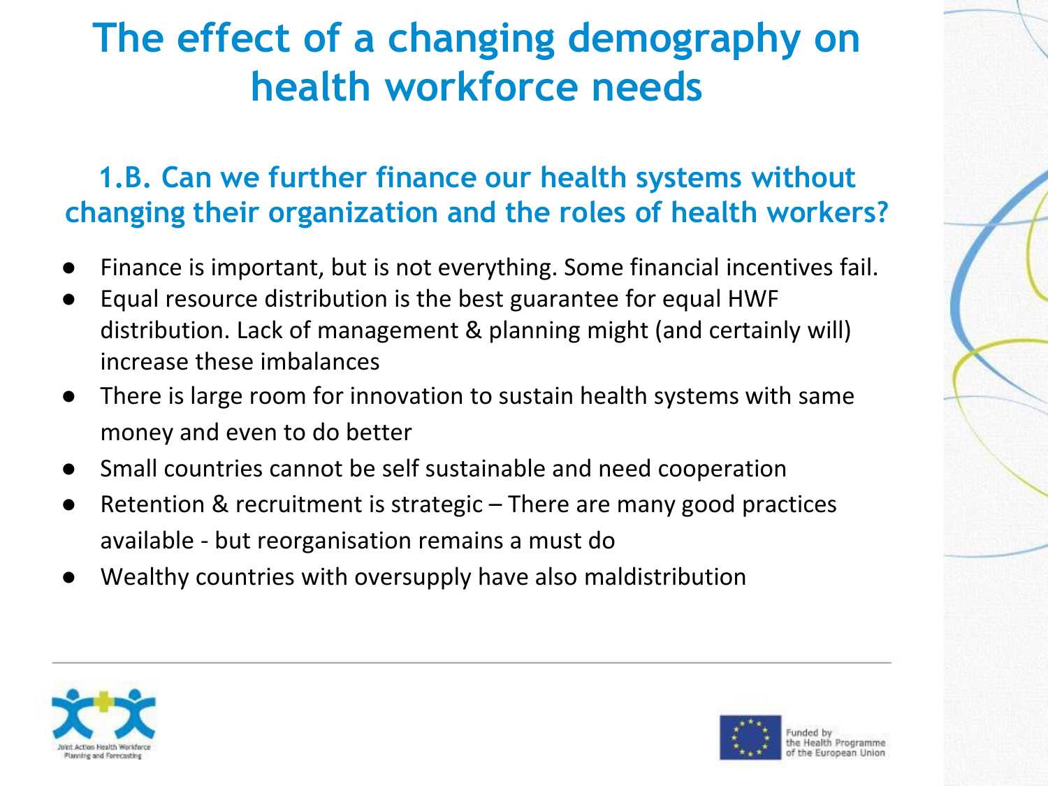# The effect of a changing demography on health workforce needs

## 1.B. Can we further finance our health systems without changing their organization and the roles of health workers?

- Finance is important, but is not everything. Some financial incentives fail.
- Equal resource distribution is the best guarantee for equal HWF distribution. Lack of management & planning might (and certainly will) increase these imbalances
- There is large room for innovation to sustain health systems with same money and even to do better
- Small countries cannot be self sustainable and need cooperation
- Retention & recruitment is strategic – There are many good practices available - but reorganisation remains a must do
- Wealthy countries with oversupply have also maldistribution

Joint Action Health Workforce Planning and Forecasting

Funded by the Health Programme of the European Union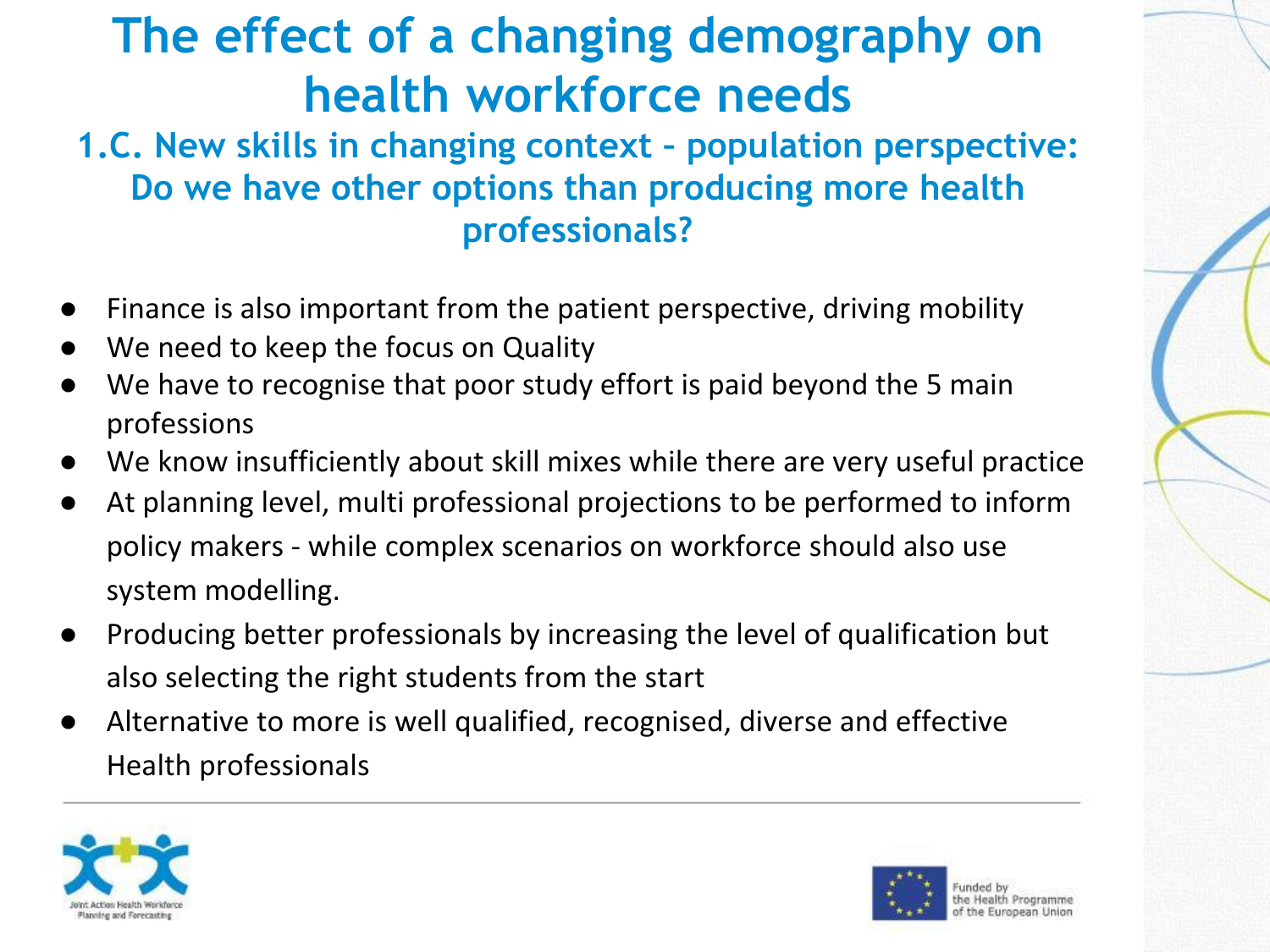# The effect of a changing demography on health workforce needs

## 1.C. New skills in changing context – population perspective: Do we have other options than producing more health professionals?

- Finance is also important from the patient perspective, driving mobility
- We need to keep the focus on Quality
- We have to recognise that poor study effort is paid beyond the 5 main professions
- We know insufficiently about skill mixes while there are very useful practice
- At planning level, multi professional projections to be performed to inform policy makers - while complex scenarios on workforce should also use system modelling.
- Producing better professionals by increasing the level of qualification but also selecting the right students from the start
- Alternative to more is well qualified, recognised, diverse and effective Health professionals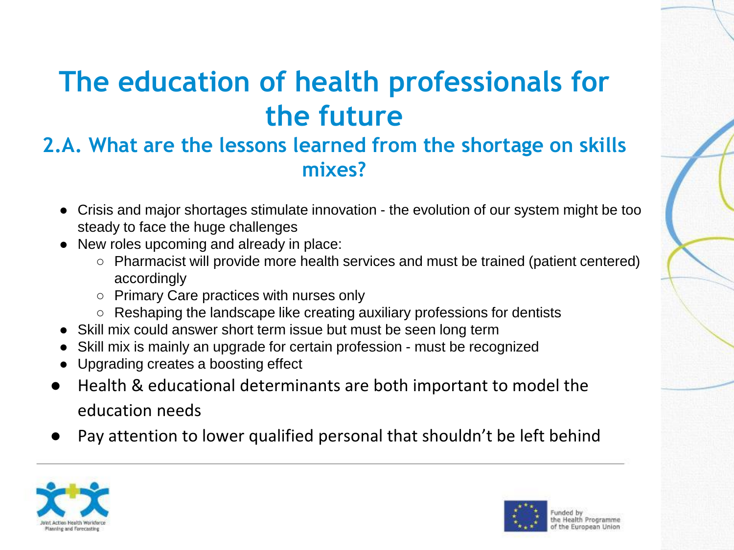# The education of health professionals for the future

## 2.A. What are the lessons learned from the shortage on skills mixes?

- Crisis and major shortages stimulate innovation - the evolution of our system might be too steady to face the huge challenges
- New roles upcoming and already in place:
  - Pharmacist will provide more health services and must be trained (patient centered) accordingly
  - Primary Care practices with nurses only
  - Reshaping the landscape like creating auxiliary professions for dentists
- Skill mix could answer short term issue but must be seen long term
- Skill mix is mainly an upgrade for certain profession - must be recognized
- Upgrading creates a boosting effect
- Health & educational determinants are both important to model the education needs
- Pay attention to lower qualified personal that shouldn't be left behind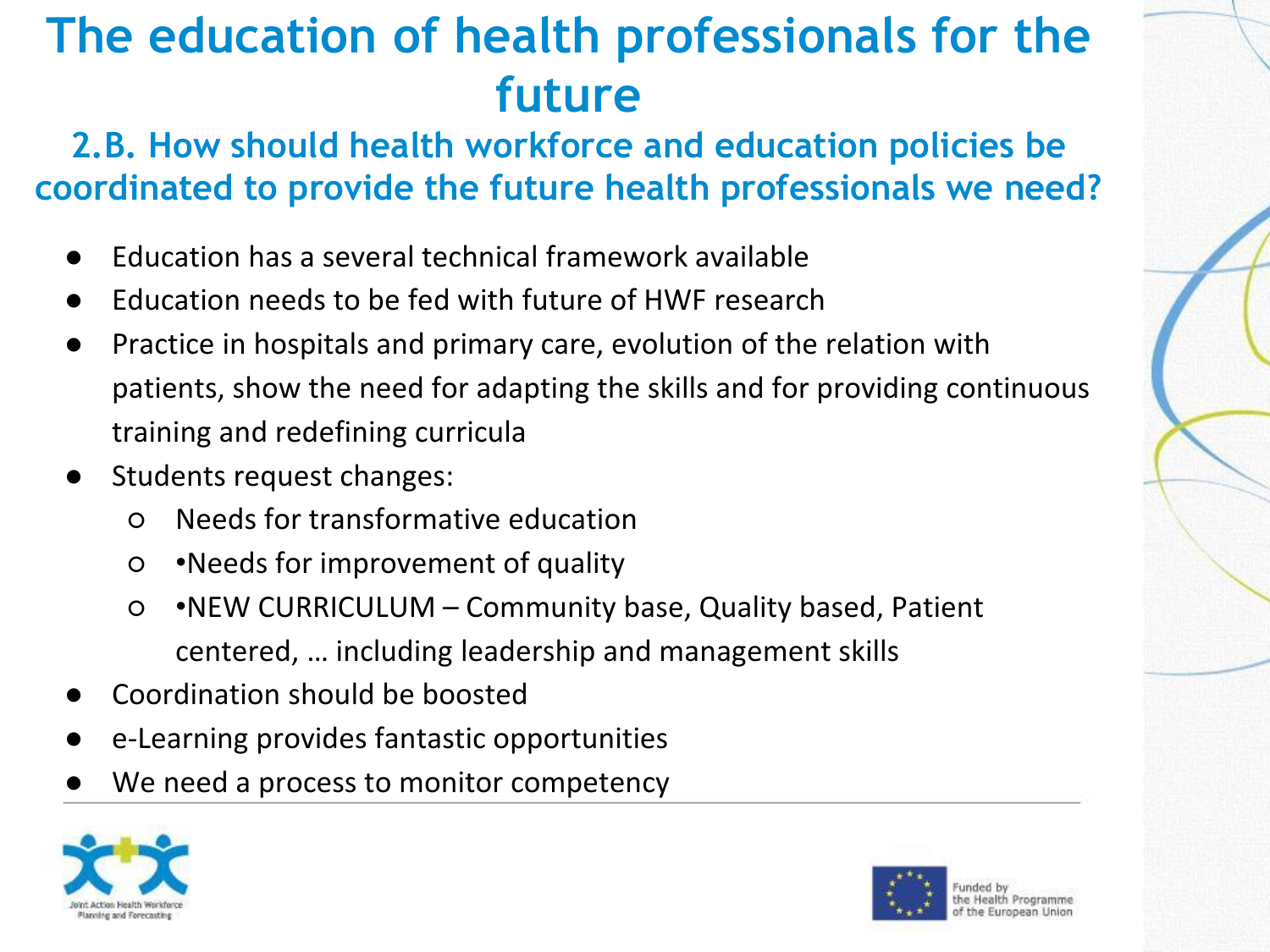# The education of health professionals for the future

## 2.B. How should health workforce and education policies be coordinated to provide the future health professionals we need?

- Education has a several technical framework available
- Education needs to be fed with future of HWF research
- Practice in hospitals and primary care, evolution of the relation with patients, show the need for adapting the skills and for providing continuous training and redefining curricula
- Students request changes:
  - Needs for transformative education
  - •Needs for improvement of quality
  - •NEW CURRICULUM – Community base, Quality based, Patient centered, … including leadership and management skills
- Coordination should be boosted
- e-Learning provides fantastic opportunities
- We need a process to monitor competency

Joint Action Health Workforce Planning and Forecasting

Funded by the Health Programme of the European Union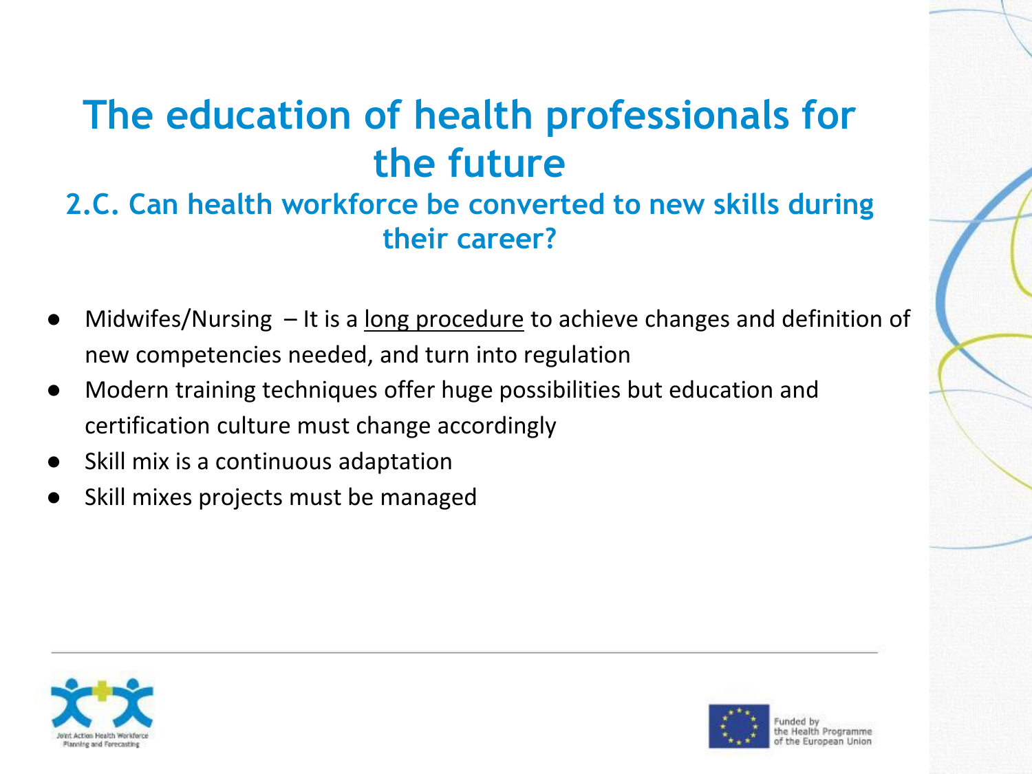# The education of health professionals for the future

## 2.C. Can health workforce be converted to new skills during their career?

- Midwifes/Nursing – It is a <u>long procedure</u> to achieve changes and definition of new competencies needed, and turn into regulation
- Modern training techniques offer huge possibilities but education and certification culture must change accordingly
- Skill mix is a continuous adaptation
- Skill mixes projects must be managed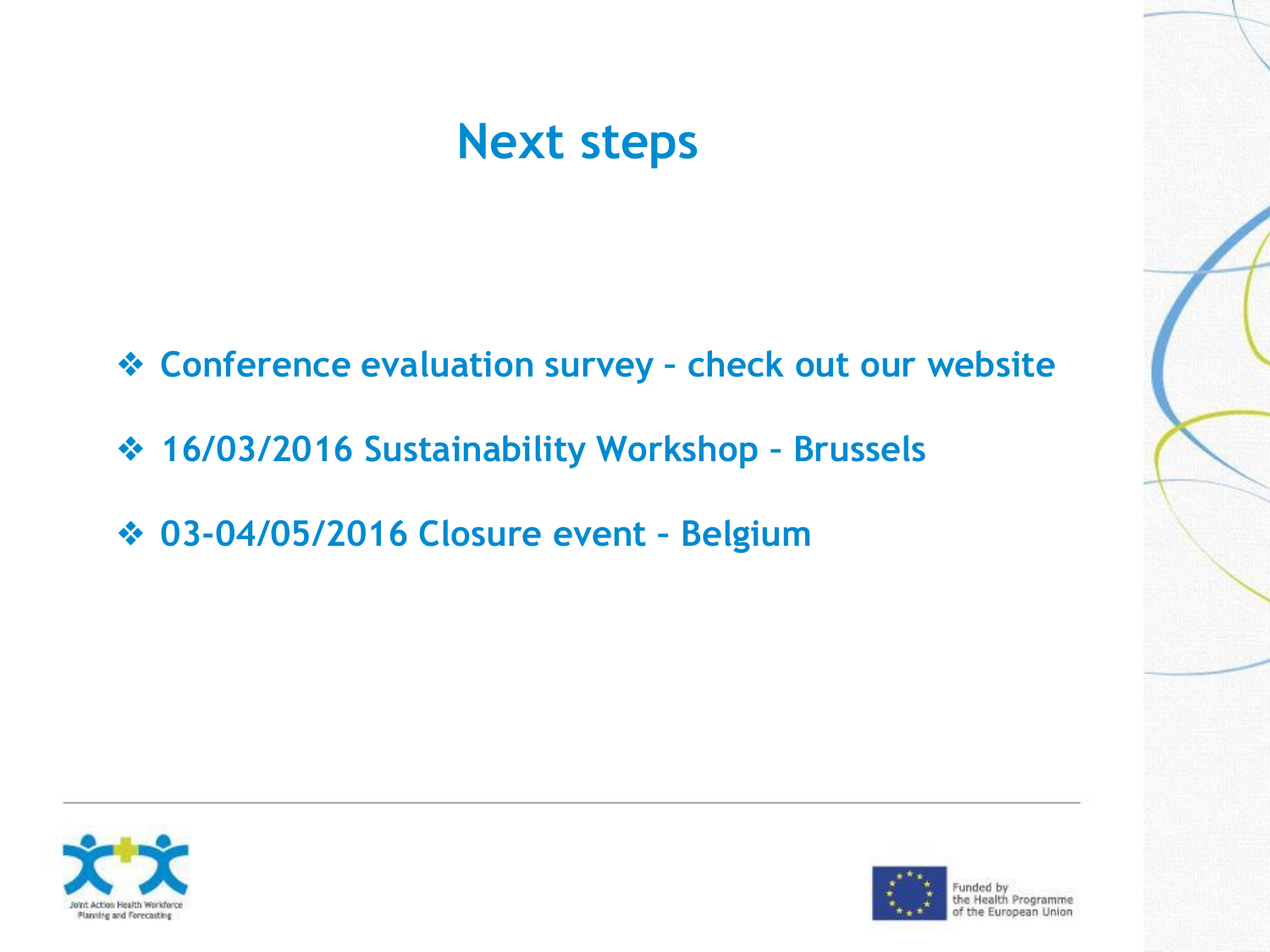# Next steps

- Conference evaluation survey – check out our website
- 16/03/2016 Sustainability Workshop – Brussels
- 03-04/05/2016 Closure event – Belgium

Joint Action Health Workforce Planning and Forecasting

Funded by the Health Programme of the European Union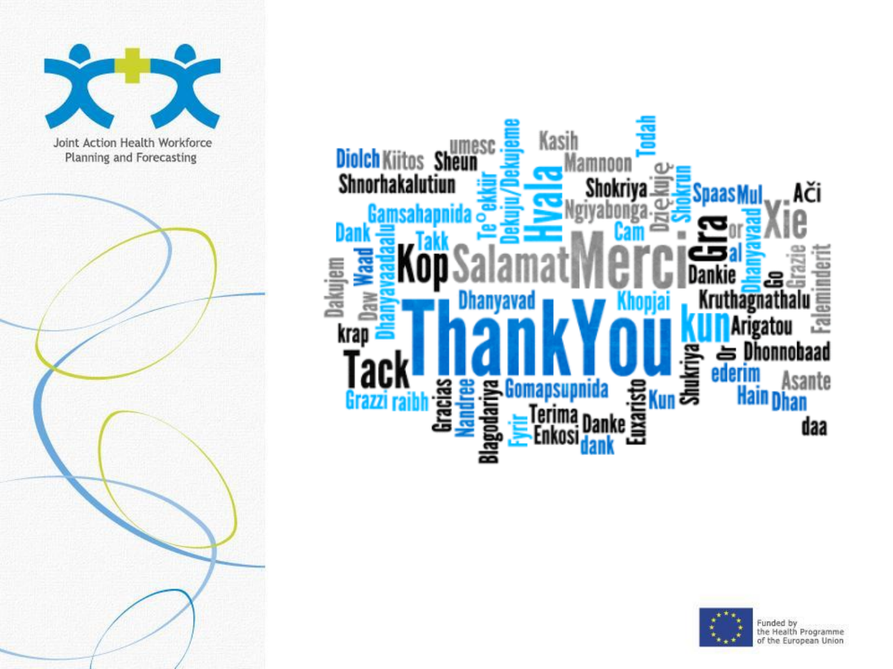Joint Action Health Workforce Planning and Forecasting

Diolch Kiitos Sheun umesc Dekuju/Dekujeme Kasih Todah Mamnoon Shnorhakalutiun Shokriya Dziękuję Shokrun Spaas Mul Ačí Gamsahapnida Te ekkür Hvala Ngiyabonga Xie Dank Takk Cam Gra or al Dakujem Waad Dhanyavadaalu Kop Salamat Merci Dankie Dhanyavaad Go Grazie Faleminderit Daw Dhanyavaadaalu Dhanyavad Khopjai Kruthagnathalu krap ThankYou kun Arigatou Tack Or Dhonnobaad ederim Asante Grazzi raibh Gracias Nandree Blagodariya Gomapsupnida Shukriya Kun Hain Dhan Fyrir Terima Enkosi Danke dank Euxaristo daa

Funded by the Health Programme of the European Union